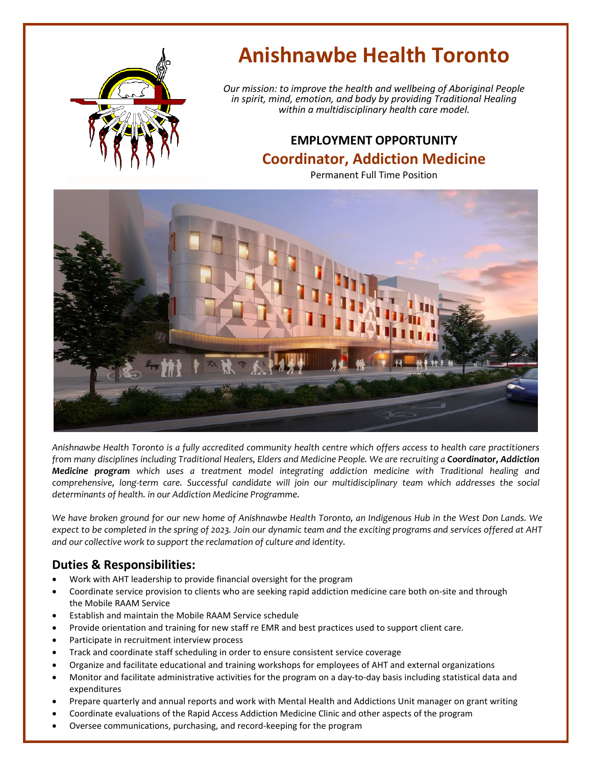# Anishnawbe Health Toronto

*Our mission: to improve the health and wellbeing of Aboriginal People in spirit, mind, emotion, and body by providing Traditional Healing within a multidisciplinary health care model.*

## EMPLOYMENT OPPORTUNITY

## Coordinator, Addiction Medicine

Permanent Full Time Position

*Anishnawbe Health Toronto is a fully accredited community health centre which offers access to health care practitioners from many disciplines including Traditional Healers, Elders and Medicine People. We are recruiting a **Coordinator, Addiction Medicine program** which uses a treatment model integrating addiction medicine with Traditional healing and comprehensive, long-term care. Successful candidate will join our multidisciplinary team which addresses the social determinants of health. in our Addiction Medicine Programme.*

*We have broken ground for our new home of Anishnawbe Health Toronto, an Indigenous Hub in the West Don Lands. We expect to be completed in the spring of 2023. Join our dynamic team and the exciting programs and services offered at AHT and our collective work to support the reclamation of culture and identity.*

### Duties & Responsibilities:

- Work with AHT leadership to provide financial oversight for the program
- Coordinate service provision to clients who are seeking rapid addiction medicine care both on-site and through the Mobile RAAM Service
- Establish and maintain the Mobile RAAM Service schedule
- Provide orientation and training for new staff re EMR and best practices used to support client care.
- Participate in recruitment interview process
- Track and coordinate staff scheduling in order to ensure consistent service coverage
- Organize and facilitate educational and training workshops for employees of AHT and external organizations
- Monitor and facilitate administrative activities for the program on a day-to-day basis including statistical data and expenditures
- Prepare quarterly and annual reports and work with Mental Health and Addictions Unit manager on grant writing
- Coordinate evaluations of the Rapid Access Addiction Medicine Clinic and other aspects of the program
- Oversee communications, purchasing, and record-keeping for the program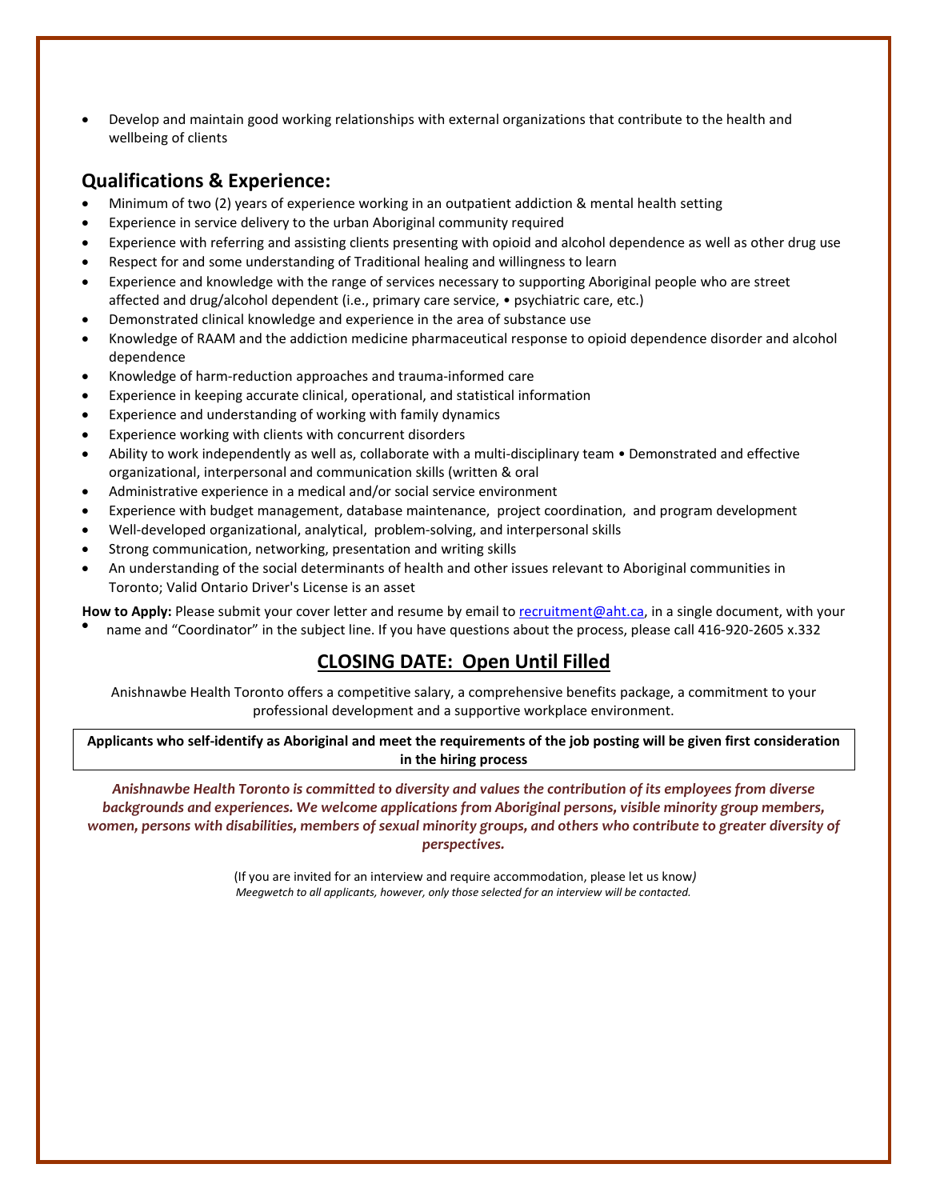- Develop and maintain good working relationships with external organizations that contribute to the health and wellbeing of clients

## Qualifications & Experience:

- Minimum of two (2) years of experience working in an outpatient addiction & mental health setting
- Experience in service delivery to the urban Aboriginal community required
- Experience with referring and assisting clients presenting with opioid and alcohol dependence as well as other drug use
- Respect for and some understanding of Traditional healing and willingness to learn
- Experience and knowledge with the range of services necessary to supporting Aboriginal people who are street affected and drug/alcohol dependent (i.e., primary care service, • psychiatric care, etc.)
- Demonstrated clinical knowledge and experience in the area of substance use
- Knowledge of RAAM and the addiction medicine pharmaceutical response to opioid dependence disorder and alcohol dependence
- Knowledge of harm-reduction approaches and trauma-informed care
- Experience in keeping accurate clinical, operational, and statistical information
- Experience and understanding of working with family dynamics
- Experience working with clients with concurrent disorders
- Ability to work independently as well as, collaborate with a multi-disciplinary team • Demonstrated and effective organizational, interpersonal and communication skills (written & oral
- Administrative experience in a medical and/or social service environment
- Experience with budget management, database maintenance, project coordination, and program development
- Well-developed organizational, analytical, problem-solving, and interpersonal skills
- Strong communication, networking, presentation and writing skills
- An understanding of the social determinants of health and other issues relevant to Aboriginal communities in Toronto; Valid Ontario Driver's License is an asset

**How to Apply:** Please submit your cover letter and resume by email to recruitment@aht.ca, in a single document, with your name and "Coordinator" in the subject line. If you have questions about the process, please call 416-920-2605 x.332

## CLOSING DATE: Open Until Filled

Anishnawbe Health Toronto offers a competitive salary, a comprehensive benefits package, a commitment to your professional development and a supportive workplace environment.

**Applicants who self-identify as Aboriginal and meet the requirements of the job posting will be given first consideration in the hiring process**

***Anishnawbe Health Toronto is committed to diversity and values the contribution of its employees from diverse backgrounds and experiences. We welcome applications from Aboriginal persons, visible minority group members, women, persons with disabilities, members of sexual minority groups, and others who contribute to greater diversity of perspectives.***

(If you are invited for an interview and require accommodation, please let us know*)*

*Meegwetch to all applicants, however, only those selected for an interview will be contacted.*